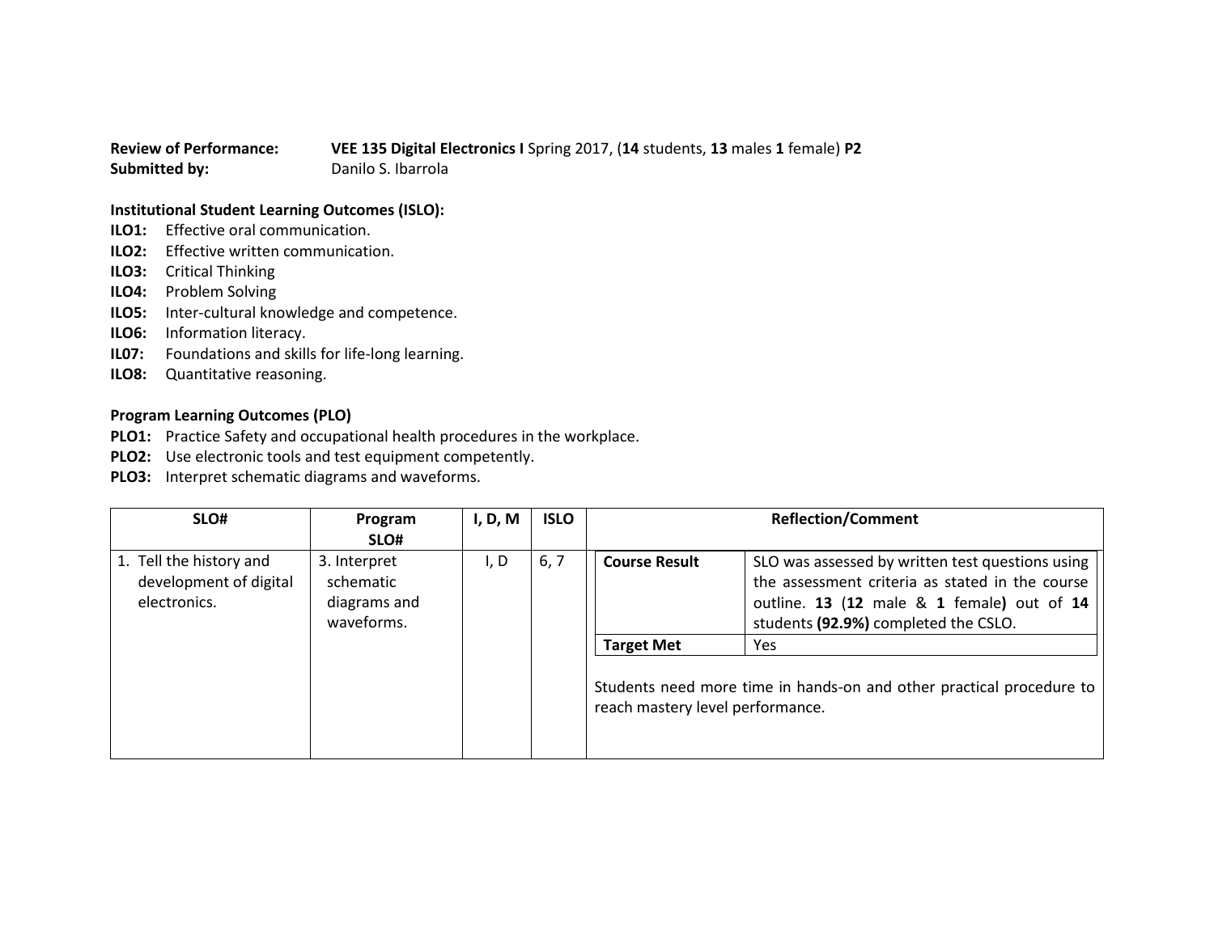**Review of Performance:** **VEE 135 Digital Electronics I** Spring 2017, (**14** students, **13** males **1** female) **P2**
**Submitted by:** Danilo S. Ibarrola

**Institutional Student Learning Outcomes (ISLO):**

**ILO1:** Effective oral communication.
**ILO2:** Effective written communication.
**ILO3:** Critical Thinking
**ILO4:** Problem Solving
**ILO5:** Inter-cultural knowledge and competence.
**ILO6:** Information literacy.
**IL07:** Foundations and skills for life-long learning.
**ILO8:** Quantitative reasoning.

**Program Learning Outcomes (PLO)**

**PLO1:** Practice Safety and occupational health procedures in the workplace.
**PLO2:** Use electronic tools and test equipment competently.
**PLO3:** Interpret schematic diagrams and waveforms.

| SLO# | Program SLO# | I, D, M | ISLO | Reflection/Comment | |
|---|---|---|---|---|---|
| 1. Tell the history and development of digital electronics. | 3. Interpret schematic diagrams and waveforms. | I, D | 6, 7 | **Course Result** | SLO was assessed by written test questions using the assessment criteria as stated in the course outline. **13** (**12** male & **1** female**)** out of **14** students **(92.9%)** completed the CSLO. |
| | | | | **Target Met** | Yes |
| | | | | Students need more time in hands-on and other practical procedure to reach mastery level performance. | |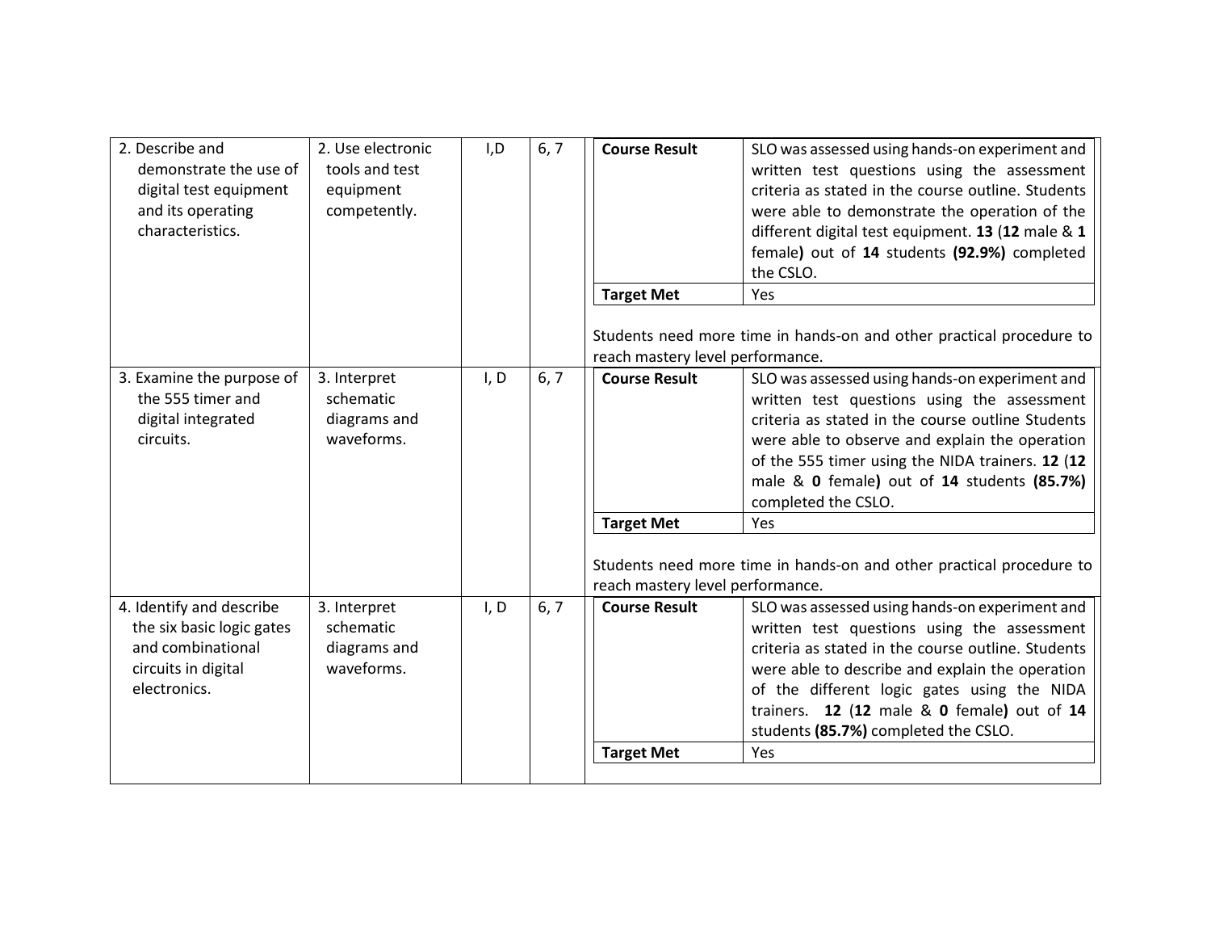| | | | | | |
|---|---|---|---|---|---|
| 2. Describe and demonstrate the use of digital test equipment and its operating characteristics. | 2. Use electronic tools and test equipment competently. | I,D | 6, 7 | **Course Result** | SLO was assessed using hands-on experiment and written test questions using the assessment criteria as stated in the course outline. Students were able to demonstrate the operation of the different digital test equipment. **13** (**12** male & **1** female**)** out of **14** students **(92.9%)** completed the CSLO. |
| | | | | **Target Met** | Yes |
| | | | | Students need more time in hands-on and other practical procedure to reach mastery level performance. | |
| 3. Examine the purpose of the 555 timer and digital integrated circuits. | 3. Interpret schematic diagrams and waveforms. | I, D | 6, 7 | **Course Result** | SLO was assessed using hands-on experiment and written test questions using the assessment criteria as stated in the course outline Students were able to observe and explain the operation of the 555 timer using the NIDA trainers. **12** (**12** male & **0** female**)** out of **14** students **(85.7%)** completed the CSLO. |
| | | | | **Target Met** | Yes |
| | | | | Students need more time in hands-on and other practical procedure to reach mastery level performance. | |
| 4. Identify and describe the six basic logic gates and combinational circuits in digital electronics. | 3. Interpret schematic diagrams and waveforms. | I, D | 6, 7 | **Course Result** | SLO was assessed using hands-on experiment and written test questions using the assessment criteria as stated in the course outline. Students were able to describe and explain the operation of the different logic gates using the NIDA trainers. **12** (**12** male & **0** female**)** out of **14** students **(85.7%)** completed the CSLO. |
| | | | | **Target Met** | Yes |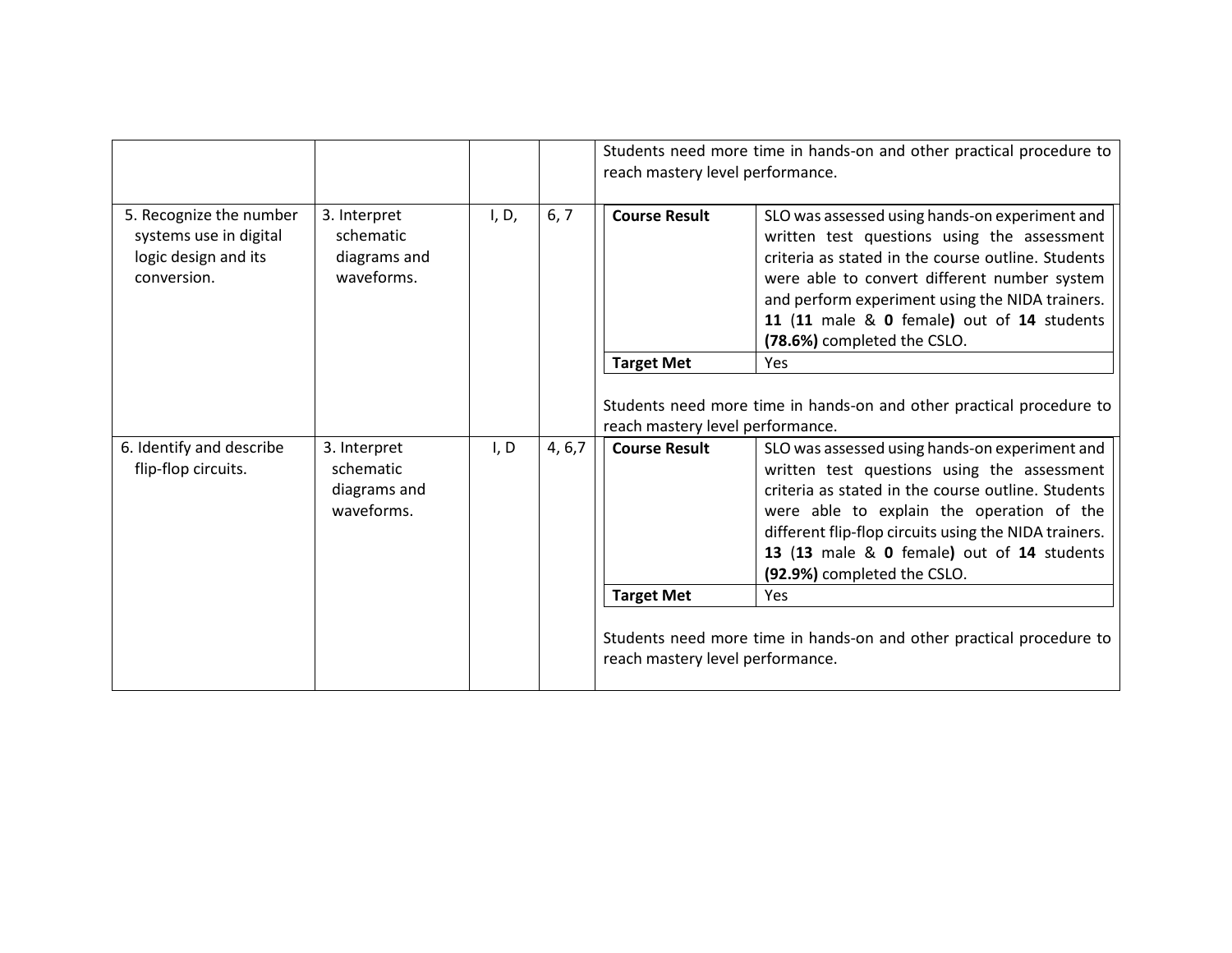| | | | | |
|---|---|---|---|---|
| | | | | Students need more time in hands-on and other practical procedure to reach mastery level performance. |
| 5. Recognize the number systems use in digital logic design and its conversion. | 3. Interpret schematic diagrams and waveforms. | I, D, | 6, 7 | **Course Result**: SLO was assessed using hands-on experiment and written test questions using the assessment criteria as stated in the course outline. Students were able to convert different number system and perform experiment using the NIDA trainers. **11** (**11** male & **0** female**)** out of **14** students **(78.6%)** completed the CSLO.<br>**Target Met**: Yes<br><br>Students need more time in hands-on and other practical procedure to reach mastery level performance. |
| 6. Identify and describe flip-flop circuits. | 3. Interpret schematic diagrams and waveforms. | I, D | 4, 6,7 | **Course Result**: SLO was assessed using hands-on experiment and written test questions using the assessment criteria as stated in the course outline. Students were able to explain the operation of the different flip-flop circuits using the NIDA trainers. **13** (**13** male & **0** female**)** out of **14** students **(92.9%)** completed the CSLO.<br>**Target Met**: Yes<br><br>Students need more time in hands-on and other practical procedure to reach mastery level performance. |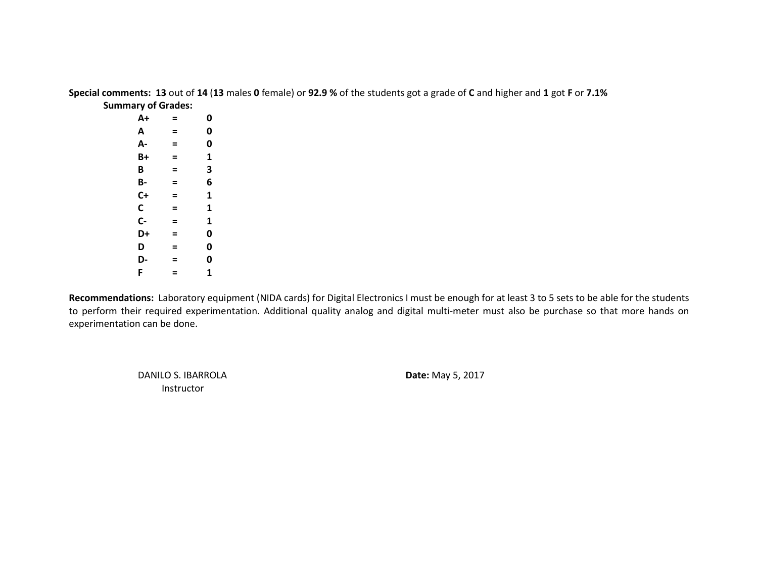**Special comments:** **13** out of **14** (**13** males **0** female) or **92.9 %** of the students got a grade of **C** and higher and **1** got **F** or **7.1%**

**Summary of Grades:**

| | | |
|---|---|---|
| **A+** | **=** | **0** |
| **A** | **=** | **0** |
| **A-** | **=** | **0** |
| **B+** | **=** | **1** |
| **B** | **=** | **3** |
| **B-** | **=** | **6** |
| **C+** | **=** | **1** |
| **C** | **=** | **1** |
| **C-** | **=** | **1** |
| **D+** | **=** | **0** |
| **D** | **=** | **0** |
| **D-** | **=** | **0** |
| **F** | **=** | **1** |

**Recommendations:** Laboratory equipment (NIDA cards) for Digital Electronics I must be enough for at least 3 to 5 sets to be able for the students to perform their required experimentation. Additional quality analog and digital multi-meter must also be purchase so that more hands on experimentation can be done.

DANILO S. IBARROLA
Instructor

**Date:** May 5, 2017